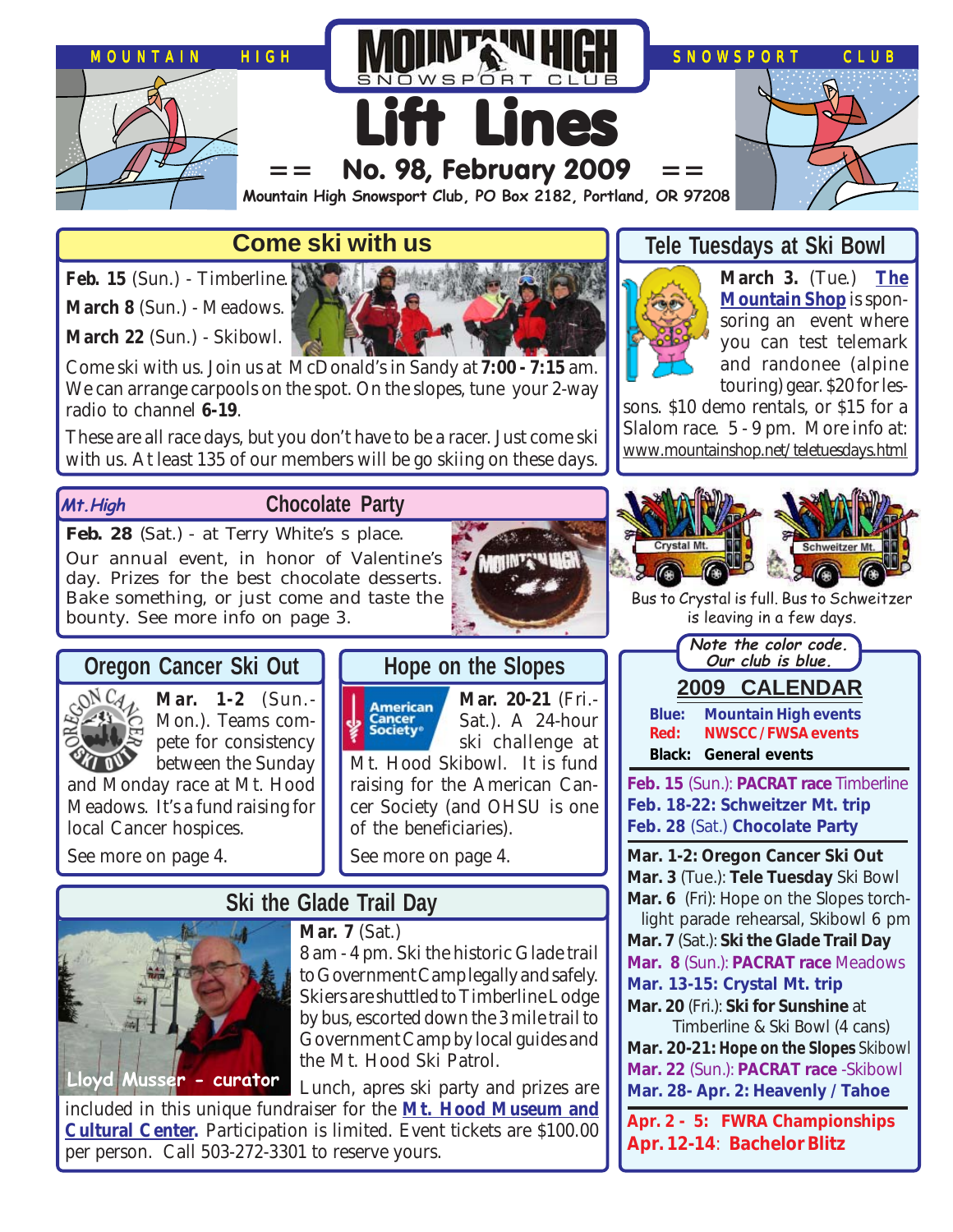MOUNTAIN HIGH SNOWSPORT CLUB

# Lift Lines

== No. 98, February 2009 ==

Mountain High Snowsport Club, PO Box 2182, Portland, OR 97208

## Come ski with us

**Feb. 15** (Sun.) - Timberline.

**March 8** (Sun.) - Meadows.

**March 22** (Sun.) - Skibowl.

Come ski with us. Join us at McDonald's in Sandy at **7:00 - 7:15** am. We can arrange carpools on the spot. On the slopes, tune your 2-way radio to channel **6-19**.

These are all race days, but you don't have to be a racer. Just come ski with us. At least 135 of our members will be go skiing on these days.

## Tele Tuesdays at Ski Bowl

**March 3.** (Tue.) **The Mountain Shop** is sponsoring an event where you can test telemark and randonee (alpine touring) gear. $20 for lessons. $10 demo rentals, or $15 for a Slalom race. 5 - 9 pm. More info at: www.mountainshop.net/teletuesdays.html

## Mt.High Chocolate Party

**Feb. 28** (Sat.) - at Terry White's s place.

Our annual event, in honor of Valentine's day. Prizes for the best chocolate desserts. Bake something, or just come and taste the bounty. See more info on page 3.

Bus to Crystal is full. Bus to Schweitzer is leaving in a few days.

## Oregon Cancer Ski Out

**Mar. 1-2** (Sun.-Mon.). Teams compete for consistency between the Sunday and Monday race at Mt. Hood Meadows. It's a fund raising for local Cancer hospices.

See more on page 4.

## Hope on the Slopes

**Mar. 20-21** (Fri.-Sat.). A 24-hour ski challenge at Mt. Hood Skibowl. It is fund raising for the American Cancer Society (and OHSU is one of the beneficiaries).

See more on page 4.

## Ski the Glade Trail Day

**Mar. 7** (Sat.)

8 am - 4 pm. Ski the historic Glade trail to Government Camp legally and safely. Skiers are shuttled to Timberline Lodge by bus, escorted down the 3 mile trail to Government Camp by local guides and the Mt. Hood Ski Patrol.

Lunch, apres ski party and prizes are included in this unique fundraiser for the **Mt. Hood Museum and Cultural Center.** Participation is limited. Event tickets are $100.00 per person. Call 503-272-3301 to reserve yours.

Lloyd Musser - curator

*Note the color code. Our club is blue.*

## 2009 CALENDAR

**Blue:** Mountain High events
**Red:** NWSCC / FWSA events
**Black:** General events

**Feb. 15** (Sun.): **PACRAT race** Timberline
**Feb. 18-22: Schweitzer Mt. trip**
**Feb. 28** (Sat.) **Chocolate Party**

**Mar. 1-2: Oregon Cancer Ski Out**
**Mar. 3** (Tue.): **Tele Tuesday** Ski Bowl
**Mar. 6** (Fri): Hope on the Slopes torch-light parade rehearsal, Skibowl 6 pm
**Mar. 7** (Sat.): **Ski the Glade Trail Day**
**Mar. 8** (Sun.): **PACRAT race** Meadows
**Mar. 13-15: Crystal Mt. trip**
**Mar. 20** (Fri.): **Ski for Sunshine** at Timberline & Ski Bowl (4 cans)
**Mar. 20-21: Hope on the Slopes** Skibowl
**Mar. 22** (Sun.): **PACRAT race** -Skibowl
**Mar. 28- Apr. 2: Heavenly / Tahoe**

**Apr. 2 - 5: FWRA Championships**
**Apr. 12-14: Bachelor Blitz**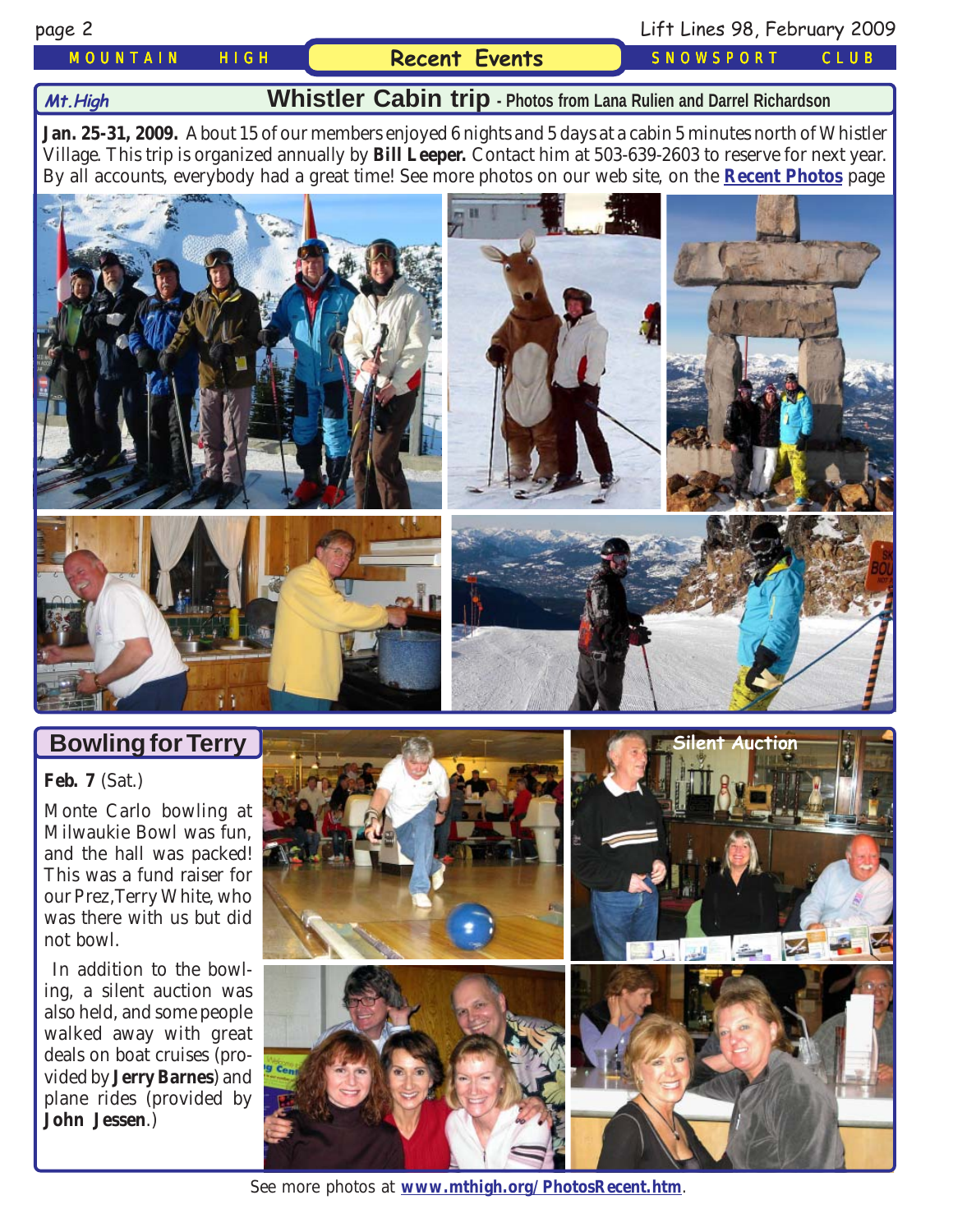## Recent Events

### Whistler Cabin trip - Photos from Lana Rulien and Darrel Richardson

**Jan. 25-31, 2009.** About 15 of our members enjoyed 6 nights and 5 days at a cabin 5 minutes north of Whistler Village. This trip is organized annually by **Bill Leeper.** Contact him at 503-639-2603 to reserve for next year. By all accounts, everybody had a great time! See more photos on our web site, on the **Recent Photos** page

### Bowling for Terry

**Feb. 7** (Sat.)

Monte Carlo bowling at Milwaukie Bowl was fun, and the hall was packed! This was a fund raiser for our Prez, Terry White, who was there with us but did not bowl.

In addition to the bowling, a silent auction was also held, and some people walked away with great deals on boat cruises (provided by **Jerry Barnes**) and plane rides (provided by **John Jessen**.)

Silent Auction

See more photos at **www.mthigh.org/PhotosRecent.htm**.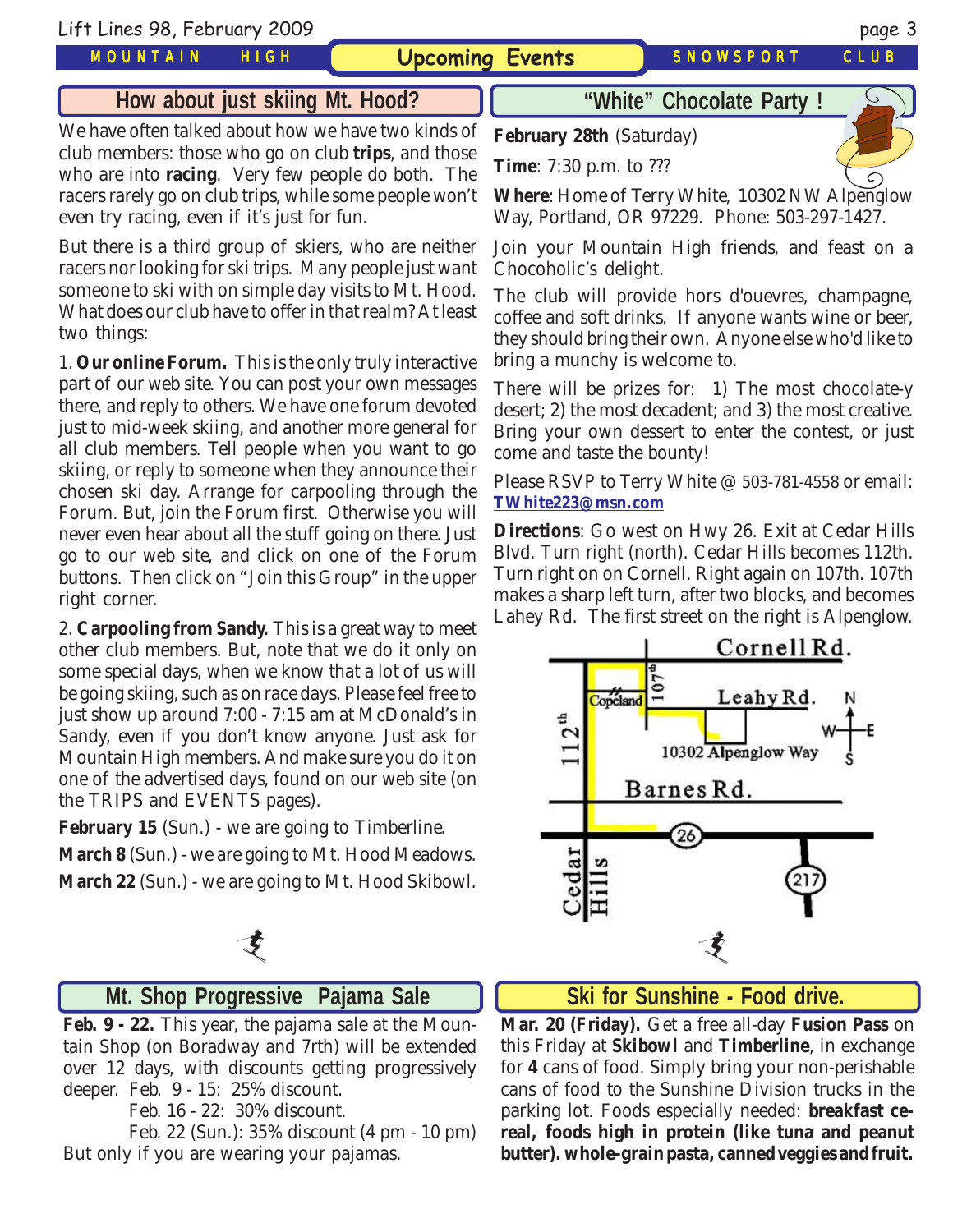## Upcoming Events

## How about just skiing Mt. Hood?

We have often talked about how we have two kinds of club members: those who go on club **trips**, and those who are into **racing**. Very few people do both. The racers rarely go on club trips, while some people won't even try racing, even if it's just for fun.

But there is a third group of skiers, who are neither racers nor looking for ski trips. Many people just want someone to ski with on simple day visits to Mt. Hood. What does our club have to offer in that realm? At least two things:

1. **Our online Forum.** This is the only truly interactive part of our web site. You can post your own messages there, and reply to others. We have one forum devoted just to mid-week skiing, and another more general for all club members. Tell people when you want to go skiing, or reply to someone when they announce their chosen ski day. Arrange for carpooling through the Forum. But, join the Forum first. Otherwise you will never even hear about all the stuff going on there. Just go to our web site, and click on one of the Forum buttons. Then click on "Join this Group" in the upper right corner.

2. **Carpooling from Sandy.** This is a great way to meet other club members. But, note that we do it only on some special days, when we know that a lot of us will be going skiing, such as on race days. Please feel free to just show up around 7:00 - 7:15 am at McDonald's in Sandy, even if you don't know anyone. Just ask for Mountain High members. And make sure you do it on one of the advertised days, found on our web site (on the TRIPS and EVENTS pages).

**February 15** (Sun.) - we are going to Timberline.

**March 8** (Sun.) - we are going to Mt. Hood Meadows.

**March 22** (Sun.) - we are going to Mt. Hood Skibowl.

## "White" Chocolate Party !

**February 28th** (Saturday)

**Time**: 7:30 p.m. to ???

**Where**: Home of Terry White, 10302 NW Alpenglow Way, Portland, OR 97229. Phone: 503-297-1427.

Join your Mountain High friends, and feast on a Chocoholic's delight.

The club will provide hors d'ouevres, champagne, coffee and soft drinks. If anyone wants wine or beer, they should bring their own. Anyone else who'd like to bring a munchy is welcome to.

There will be prizes for: 1) The most chocolate-y desert; 2) the most decadent; and 3) the most creative. Bring your own dessert to enter the contest, or just come and taste the bounty!

Please RSVP to Terry White @ 503-781-4558 or email: **TWhite223@msn.com**

**Directions**: Go west on Hwy 26. Exit at Cedar Hills Blvd. Turn right (north). Cedar Hills becomes 112th. Turn right on on Cornell. Right again on 107th. 107th makes a sharp left turn, after two blocks, and becomes Lahey Rd. The first street on the right is Alpenglow.

## Mt. Shop Progressive Pajama Sale

**Feb. 9 - 22.** This year, the pajama sale at the Mountain Shop (on Boradway and 7rth) will be extended over 12 days, with discounts getting progressively deeper. Feb. 9 - 15: 25% discount.

Feb. 16 - 22: 30% discount.

Feb. 22 (Sun.): 35% discount (4 pm - 10 pm)

But only if you are wearing your pajamas.

## Ski for Sunshine - Food drive.

**Mar. 20 (Friday).** Get a free all-day **Fusion Pass** on this Friday at **Skibowl** and **Timberline**, in exchange for **4** cans of food. Simply bring your non-perishable cans of food to the Sunshine Division trucks in the parking lot. Foods especially needed: **breakfast cereal, foods high in protein (like tuna and peanut butter). whole-grain pasta, canned veggies and fruit.**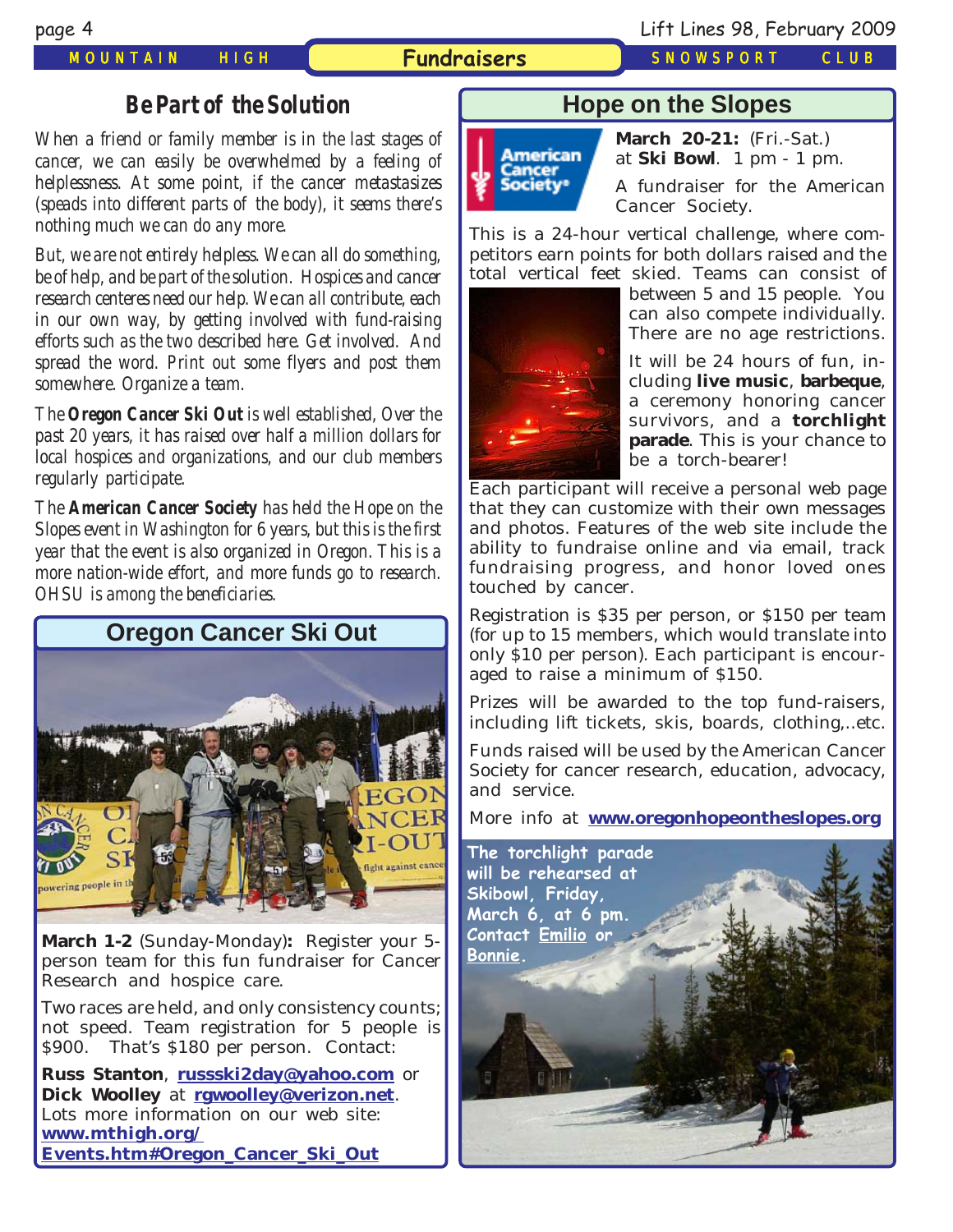# Fundraisers

## Be Part of the Solution

*When a friend or family member is in the last stages of cancer, we can easily be overwhelmed by a feeling of helplessness. At some point, if the cancer metastasizes (speads into different parts of the body), it seems there's nothing much we can do any more.*

*But, we are not entirely helpless. We can all do something, be of help, and be part of the solution. Hospices and cancer research centeres need our help. We can all contribute, each in our own way, by getting involved with fund-raising efforts such as the two described here. Get involved. And spread the word. Print out some flyers and post them somewhere. Organize a team.*

*The **Oregon Cancer Ski Out** is well established, Over the past 20 years, it has raised over half a million dollars for local hospices and organizations, and our club members regularly participate.*

*The **American Cancer Society** has held the Hope on the Slopes event in Washington for 6 years, but this is the first year that the event is also organized in Oregon. This is a more nation-wide effort, and more funds go to research. OHSU is among the beneficiaries.*

## Oregon Cancer Ski Out

**March 1-2** (Sunday-Monday)**:** Register your 5-person team for this fun fundraiser for Cancer Research and hospice care.

Two races are held, and only consistency counts; not speed. Team registration for 5 people is $900. That's $180 per person. Contact:

**Russ Stanton**, **russski2day@yahoo.com** or **Dick Woolley** at **rgwoolley@verizon.net**. Lots more information on our web site: **www.mthigh.org/Events.htm#Oregon_Cancer_Ski_Out**

## Hope on the Slopes

**March 20-21:** (Fri.-Sat.) at **Ski Bowl**. 1 pm - 1 pm.

A fundraiser for the American Cancer Society.

This is a 24-hour vertical challenge, where competitors earn points for both dollars raised and the total vertical feet skied. Teams can consist of between 5 and 15 people. You can also compete individually. There are no age restrictions.

It will be 24 hours of fun, including **live music**, **barbeque**, a ceremony honoring cancer survivors, and a **torchlight parade**. This is your chance to be a torch-bearer!

Each participant will receive a personal web page that they can customize with their own messages and photos. Features of the web site include the ability to fundraise online and via email, track fundraising progress, and honor loved ones touched by cancer.

Registration is $35 per person, or $150 per team (for up to 15 members, which would translate into only $10 per person). Each participant is encouraged to raise a minimum of $150.

Prizes will be awarded to the top fund-raisers, including lift tickets, skis, boards, clothing,..etc.

Funds raised will be used by the American Cancer Society for cancer research, education, advocacy, and service.

More info at **www.oregonhopeontheslopes.org**

**The torchlight parade will be rehearsed at Skibowl, Friday, March 6, at 6 pm. Contact Emilio or Bonnie.**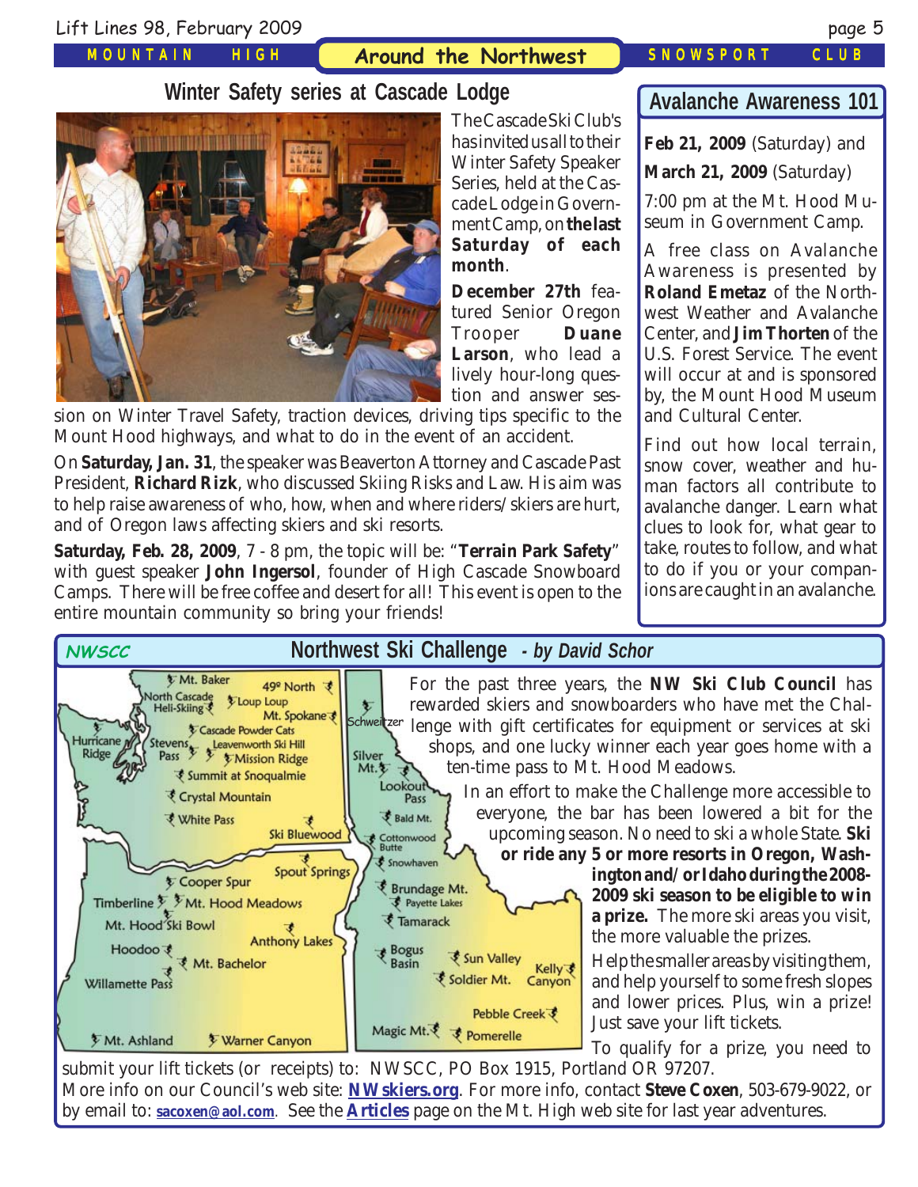## Winter Safety series at Cascade Lodge

The Cascade Ski Club's has invited us all to their Winter Safety Speaker Series, held at the Cascade Lodge in Government Camp, on **the last Saturday of each month**.

**December 27th** featured Senior Oregon Trooper **Duane Larson**, who lead a lively hour-long question and answer session on Winter Travel Safety, traction devices, driving tips specific to the Mount Hood highways, and what to do in the event of an accident.

On **Saturday, Jan. 31**, the speaker was Beaverton Attorney and Cascade Past President, **Richard Rizk**, who discussed Skiing Risks and Law. His aim was to help raise awareness of who, how, when and where riders/skiers are hurt, and of Oregon laws affecting skiers and ski resorts.

**Saturday, Feb. 28, 2009**, 7 - 8 pm, the topic will be: "**Terrain Park Safety**" with guest speaker **John Ingersol**, founder of High Cascade Snowboard Camps. There will be free coffee and desert for all! This event is open to the entire mountain community so bring your friends!

## Avalanche Awareness 101

**Feb 21, 2009** (Saturday) and

**March 21, 2009** (Saturday)

7:00 pm at the Mt. Hood Museum in Government Camp.

A free class on Avalanche Awareness is presented by **Roland Emetaz** of the Northwest Weather and Avalanche Center, and **Jim Thorten** of the U.S. Forest Service. The event will occur at and is sponsored by, the Mount Hood Museum and Cultural Center.

Find out how local terrain, snow cover, weather and human factors all contribute to avalanche danger. Learn what clues to look for, what gear to take, routes to follow, and what to do if you or your companions are caught in an avalanche.

## NWSCC — Northwest Ski Challenge *- by David Schor*

For the past three years, the **NW Ski Club Council** has rewarded skiers and snowboarders who have met the Challenge with gift certificates for equipment or services at ski shops, and one lucky winner each year goes home with a ten-time pass to Mt. Hood Meadows.

In an effort to make the Challenge more accessible to everyone, the bar has been lowered a bit for the upcoming season. No need to ski a whole State. **Ski or ride any 5 or more resorts in Oregon, Washington and/or Idaho during the 2008-2009 ski season to be eligible to win a prize.** The more ski areas you visit, the more valuable the prizes.

Help the smaller areas by visiting them, and help yourself to some fresh slopes and lower prices. Plus, win a prize! Just save your lift tickets.

To qualify for a prize, you need to submit your lift tickets (or receipts) to: NWSCC, PO Box 1915, Portland OR 97207.

More info on our Council's web site: **NWskiers.org**. For more info, contact **Steve Coxen**, 503-679-9022, or by email to: **sacoxen@aol.com**. See the **Articles** page on the Mt. High web site for last year adventures.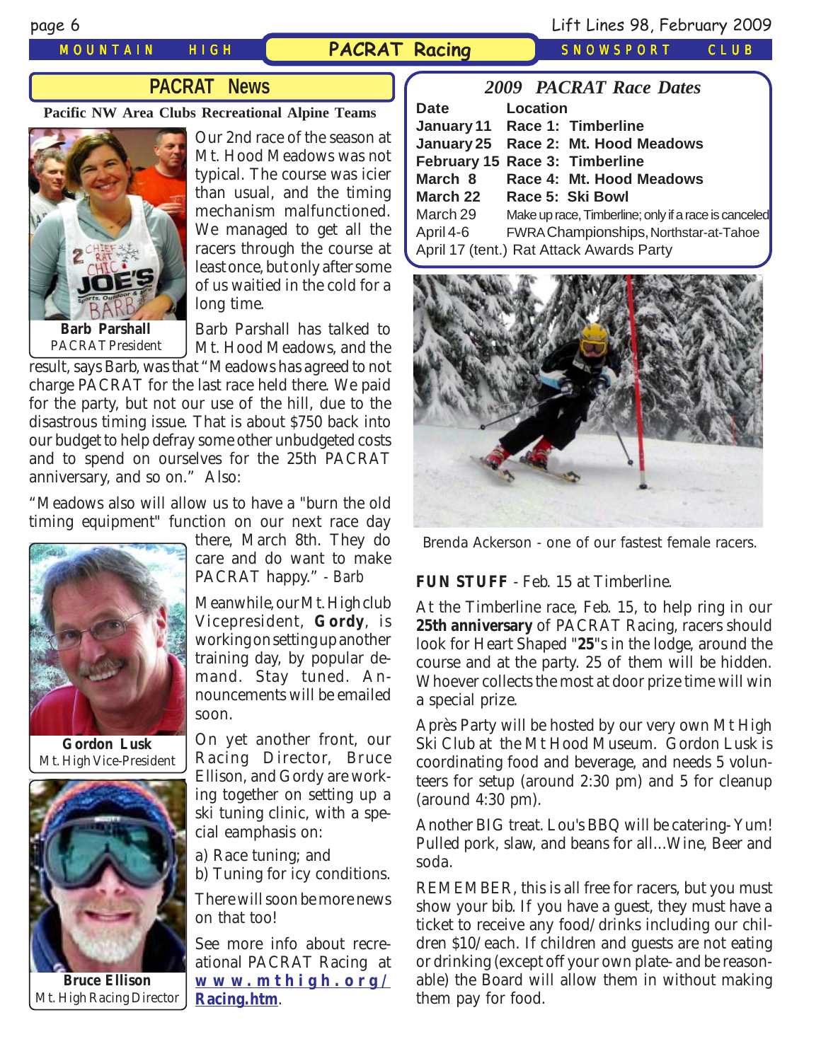# PACRAT Racing

## PACRAT News

**Pacific NW Area Clubs Recreational Alpine Teams**

**Barb Parshall**
PACRAT President

Our 2nd race of the season at Mt. Hood Meadows was not typical. The course was icier than usual, and the timing mechanism malfunctioned. We managed to get all the racers through the course at least once, but only after some of us waitied in the cold for a long time.

Barb Parshall has talked to Mt. Hood Meadows, and the result, says Barb, was that "Meadows has agreed to not charge PACRAT for the last race held there. We paid for the party, but not our use of the hill, due to the disastrous timing issue. That is about $750 back into our budget to help defray some other unbudgeted costs and to spend on ourselves for the 25th PACRAT anniversary, and so on." Also:

"Meadows also will allow us to have a "burn the old timing equipment" function on our next race day there, March 8th. They do care and do want to make PACRAT happy." - *Barb*

**Gordon Lusk**
Mt. High Vice-President

Meanwhile, our Mt. High club Vicepresident, **Gordy**, is working on setting up another training day, by popular demand. Stay tuned. Announcements will be emailed soon.

**Bruce Ellison**
Mt. High Racing Director

On yet another front, our Racing Director, Bruce Ellison, and Gordy are working together on setting up a ski tuning clinic, with a special eamphasis on:

a) Race tuning; and
b) Tuning for icy conditions.

There will soon be more news on that too!

See more info about recreational PACRAT Racing at **www.mthigh.org/Racing.htm**.

## *2009 PACRAT Race Dates*

| Date | Location |
|---|---|
| **January 11** | **Race 1: Timberline** |
| **January 25** | **Race 2: Mt. Hood Meadows** |
| **February 15** | **Race 3: Timberline** |
| **March 8** | **Race 4: Mt. Hood Meadows** |
| **March 22** | **Race 5: Ski Bowl** |
| March 29 | Make up race, Timberline; only if a race is canceled |
| April 4-6 | FWRA Championships, Northstar-at-Tahoe |
| April 17 (tent.) | Rat Attack Awards Party |

Brenda Ackerson - one of our fastest female racers.

**FUN STUFF** - Feb. 15 at Timberline.

At the Timberline race, Feb. 15, to help ring in our **25th anniversary** of PACRAT Racing, racers should look for Heart Shaped "**25**"s in the lodge, around the course and at the party. 25 of them will be hidden. Whoever collects the most at door prize time will win a special prize.

Après Party will be hosted by our very own Mt High Ski Club at the Mt Hood Museum. Gordon Lusk is coordinating food and beverage, and needs 5 volunteers for setup (around 2:30 pm) and 5 for cleanup (around 4:30 pm).

Another BIG treat. Lou's BBQ will be catering- Yum! Pulled pork, slaw, and beans for all...Wine, Beer and soda.

REMEMBER, this is all free for racers, but you must show your bib. If you have a guest, they must have a ticket to receive any food/drinks including our children $10/each. If children and guests are not eating or drinking (except off your own plate- and be reasonable) the Board will allow them in without making them pay for food.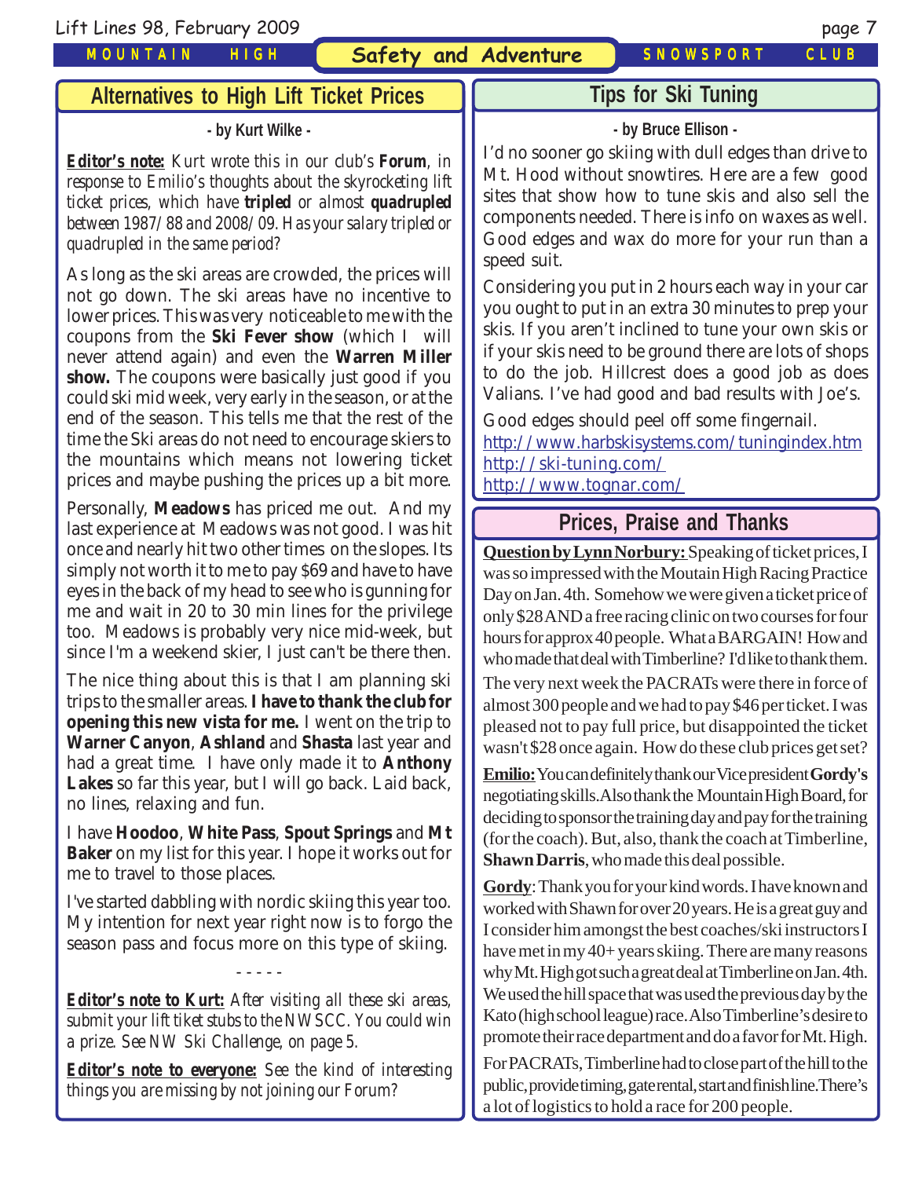## Alternatives to High Lift Ticket Prices

**- by Kurt Wilke -**

***Editor's note:*** *Kurt wrote this in our club's* ***Forum****, in response to Emilio's thoughts about the skyrocketing lift ticket prices, which have* ***tripled*** *or almost* ***quadrupled*** *between 1987/88 and 2008/09. Has your salary tripled or quadrupled in the same period?*

As long as the ski areas are crowded, the prices will not go down. The ski areas have no incentive to lower prices. This was very noticeable to me with the coupons from the **Ski Fever show** (which I will never attend again) and even the **Warren Miller show.** The coupons were basically just good if you could ski mid week, very early in the season, or at the end of the season. This tells me that the rest of the time the Ski areas do not need to encourage skiers to the mountains which means not lowering ticket prices and maybe pushing the prices up a bit more.

Personally, **Meadows** has priced me out. And my last experience at Meadows was not good. I was hit once and nearly hit two other times on the slopes. Its simply not worth it to me to pay $69 and have to have eyes in the back of my head to see who is gunning for me and wait in 20 to 30 min lines for the privilege too. Meadows is probably very nice mid-week, but since I'm a weekend skier, I just can't be there then.

The nice thing about this is that I am planning ski trips to the smaller areas. **I have to thank the club for opening this new vista for me.** I went on the trip to **Warner Canyon**, **Ashland** and **Shasta** last year and had a great time. I have only made it to **Anthony Lakes** so far this year, but I will go back. Laid back, no lines, relaxing and fun.

I have **Hoodoo**, **White Pass**, **Spout Springs** and **Mt Baker** on my list for this year. I hope it works out for me to travel to those places.

I've started dabbling with nordic skiing this year too. My intention for next year right now is to forgo the season pass and focus more on this type of skiing.

- - - - -

***Editor's note to Kurt:*** *After visiting all these ski areas, submit your lift tiket stubs to the NWSCC. You could win a prize. See NW Ski Challenge, on page 5.*

***Editor's note to everyone:*** *See the kind of interesting things you are missing by not joining our Forum?*

## Tips for Ski Tuning

**- by Bruce Ellison -**

I'd no sooner go skiing with dull edges than drive to Mt. Hood without snowtires. Here are a few good sites that show how to tune skis and also sell the components needed. There is info on waxes as well. Good edges and wax do more for your run than a speed suit.

Considering you put in 2 hours each way in your car you ought to put in an extra 30 minutes to prep your skis. If you aren't inclined to tune your own skis or if your skis need to be ground there are lots of shops to do the job. Hillcrest does a good job as does Valians. I've had good and bad results with Joe's.

Good edges should peel off some fingernail.

http://www.harbskisystems.com/tuningindex.htm
http://ski-tuning.com/
http://www.tognar.com/

## Prices, Praise and Thanks

**Question by Lynn Norbury:** Speaking of ticket prices, I was so impressed with the Moutain High Racing Practice Day on Jan. 4th. Somehow we were given a ticket price of only $28 AND a free racing clinic on two courses for four hours for approx 40 people. What a BARGAIN! How and who made that deal with Timberline? I'd like to thank them. The very next week the PACRATs were there in force of almost 300 people and we had to pay $46 per ticket. I was pleased not to pay full price, but disappointed the ticket wasn't $28 once again. How do these club prices get set?

**Emilio:** You can definitely thank our Vice president **Gordy's** negotiating skills. Also thank the Mountain High Board, for deciding to sponsor the training day and pay for the training (for the coach). But, also, thank the coach at Timberline, **Shawn Darris**, who made this deal possible.

**Gordy**: Thank you for your kind words. I have known and worked with Shawn for over 20 years. He is a great guy and I consider him amongst the best coaches/ski instructors I have met in my 40+ years skiing. There are many reasons why Mt. High got such a great deal at Timberline on Jan. 4th. We used the hill space that was used the previous day by the Kato (high school league) race. Also Timberline's desire to promote their race department and do a favor for Mt. High.

For PACRATs, Timberline had to close part of the hill to the public, provide timing, gate rental, start and finish line. There's a lot of logistics to hold a race for 200 people.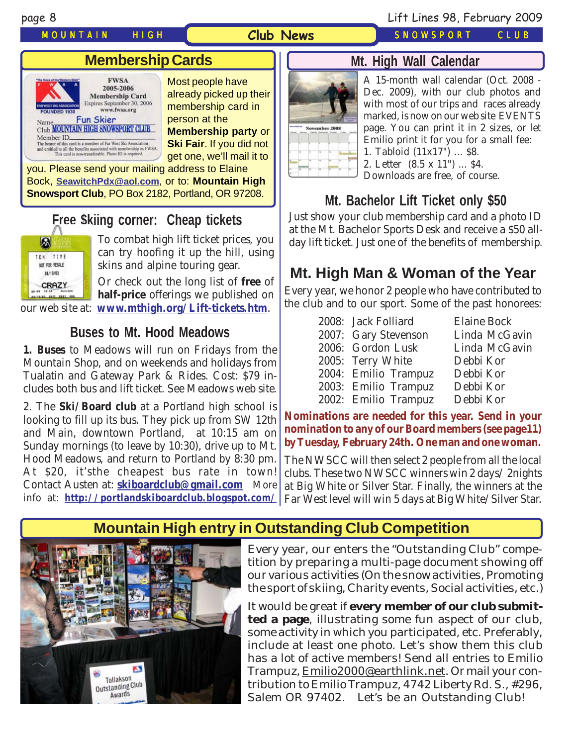## Membership Cards

Most people have already picked up their membership card in person at the **Membership party** or **Ski Fair**. If you did not get one, we'll mail it to you. Please send your mailing address to Elaine Bock, **SeawitchPdx@aol.com**, or to: **Mountain High Snowsport Club**, PO Box 2182, Portland, OR 97208.

## Free $kiing corner: Cheap tickets

To combat high lift ticket prices, you can try hoofing it up the hill, using skins and alpine touring gear.

Or check out the long list of **free** of **half-price** offerings we published on our web site at: **www.mthigh.org/Lift-tickets.htm**.

## Buses to Mt. Hood Meadows

**1. Buses** to Meadows will run on Fridays from the Mountain Shop, and on weekends and holidays from Tualatin and Gateway Park & Rides. Cost: $79 includes both bus and lift ticket. See Meadows web site.

2. The **Ski/Board club** at a Portland high school is looking to fill up its bus. They pick up from SW 12th and Main, downtown Portland, at 10:15 am on Sunday mornings (to leave by 10:30), drive up to Mt. Hood Meadows, and return to Portland by 8:30 pm. At $20, it'sthe cheapest bus rate in town! Contact Austen at: **skiboardclub@gmail.com** More info at: **http://portlandskiboardclub.blogspot.com/**

## Mt. High Wall Calendar

A 15-month wall calendar (Oct. 2008 - Dec. 2009), with our club photos and with most of our trips and races already marked, is now on our web site EVENTS page. You can print it in 2 sizes, or let Emilio print it for you for a small fee:

1. Tabloid (11x17") ... $8.
2. Letter (8.5 x 11") ... $4.

Downloads are free, of course.

## Mt. Bachelor Lift Ticket only $50

Just show your club membership card and a photo ID at the Mt. Bachelor Sports Desk and receive a $50 all-day lift ticket. Just one of the benefits of membership.

## Mt. High Man & Woman of the Year

Every year, we honor 2 people who have contributed to the club and to our sport. Some of the past honorees:

| Year | Man | Woman |
|---|---|---|
| 2008: | Jack Folliard | Elaine Bock |
| 2007: | Gary Stevenson | Linda McGavin |
| 2006: | Gordon Lusk | Linda McGavin |
| 2005: | Terry White | Debbi Kor |
| 2004: | Emilio Trampuz | Debbi Kor |
| 2003: | Emilio Trampuz | Debbi Kor |
| 2002: | Emilio Trampuz | Debbi Kor |

**Nominations are needed for this year. Send in your nomination to any of our Board members (see page11) by Tuesday, February 24th. One man and one woman.**

The NWSCC will then select 2 people from all the local clubs. These two NWSCC winners win 2 days/2nights at Big White or Silver Star. Finally, the winners at the Far West level will win 5 days at Big White/Silver Star.

## Mountain High entry in Outstanding Club Competition

Every year, our enters the "Outstanding Club" competition by preparing a multi-page document showing off our various activities (On the snow activities, Promoting the sport of skiing, Charity events, Social activities, etc.)

It would be great if **every member of our club submitted a page**, illustrating some fun aspect of our club, some activity in which you participated, etc. Preferably, include at least one photo. Let's show them this club has a lot of active members! Send all entries to Emilio Trampuz, Emilio2000@earthlink.net. Or mail your contribution to Emilio Trampuz, 4742 Liberty Rd. S., #296, Salem OR 97402. Let's be an Outstanding Club!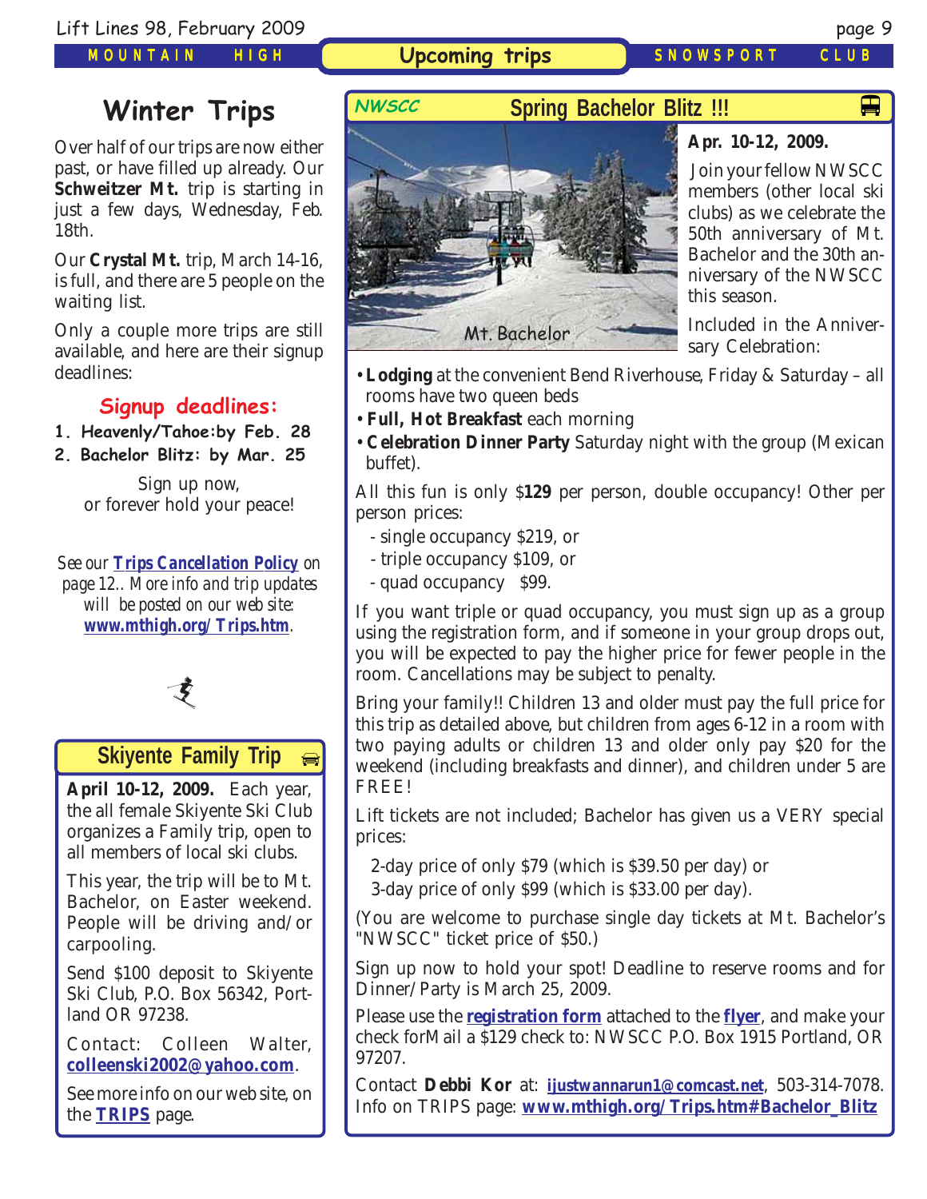# Winter Trips

Over half of our trips are now either past, or have filled up already. Our **Schweitzer Mt.** trip is starting in just a few days, Wednesday, Feb. 18th.

Our **Crystal Mt.** trip, March 14-16, is full, and there are 5 people on the waiting list.

Only a couple more trips are still available, and here are their signup deadlines:

### Signup deadlines:

1. **Heavenly/Tahoe:by Feb. 28**
2. **Bachelor Blitz: by Mar. 25**

Sign up now,
or forever hold your peace!

*See our* ***Trips Cancellation Policy*** *on page 12.. More info and trip updates will be posted on our web site:* ***www.mthigh.org/Trips.htm***.

## Skiyente Family Trip

**April 10-12, 2009.** Each year, the all female Skiyente Ski Club organizes a Family trip, open to all members of local ski clubs.

This year, the trip will be to Mt. Bachelor, on Easter weekend. People will be driving and/or carpooling.

Send $100 deposit to Skiyente Ski Club, P.O. Box 56342, Portland OR 97238.

Contact: Colleen Walter, **colleenski2002@yahoo.com**.

See more info on our web site, on the **TRIPS** page.

## NWSCC Spring Bachelor Blitz !!!

Mt. Bachelor

**Apr. 10-12, 2009.**

Join your fellow NWSCC members (other local ski clubs) as we celebrate the 50th anniversary of Mt. Bachelor and the 30th anniversary of the NWSCC this season.

Included in the Anniversary Celebration:

- **Lodging** at the convenient Bend Riverhouse, Friday & Saturday – all rooms have two queen beds
- **Full, Hot Breakfast** each morning
- **Celebration Dinner Party** Saturday night with the group (Mexican buffet).

All this fun is only $**129** per person, double occupancy! Other per person prices:

- single occupancy $219, or
- triple occupancy $109, or
- quad occupancy $99.

If you want triple or quad occupancy, you must sign up as a group using the registration form, and if someone in your group drops out, you will be expected to pay the higher price for fewer people in the room. Cancellations may be subject to penalty.

Bring your family!! Children 13 and older must pay the full price for this trip as detailed above, but children from ages 6-12 in a room with two paying adults or children 13 and older only pay $20 for the weekend (including breakfasts and dinner), and children under 5 are FREE!

Lift tickets are not included; Bachelor has given us a VERY special prices:

2-day price of only $79 (which is $39.50 per day) or
3-day price of only $99 (which is $33.00 per day).

(You are welcome to purchase single day tickets at Mt. Bachelor's "NWSCC" ticket price of $50.)

Sign up now to hold your spot! Deadline to reserve rooms and for Dinner/Party is March 25, 2009.

Please use the **registration form** attached to the **flyer**, and make your check forMail a $129 check to: NWSCC P.O. Box 1915 Portland, OR 97207.

Contact **Debbi Kor** at: **ijustwannarun1@comcast.net**, 503-314-7078. Info on TRIPS page: **www.mthigh.org/Trips.htm#Bachelor_Blitz**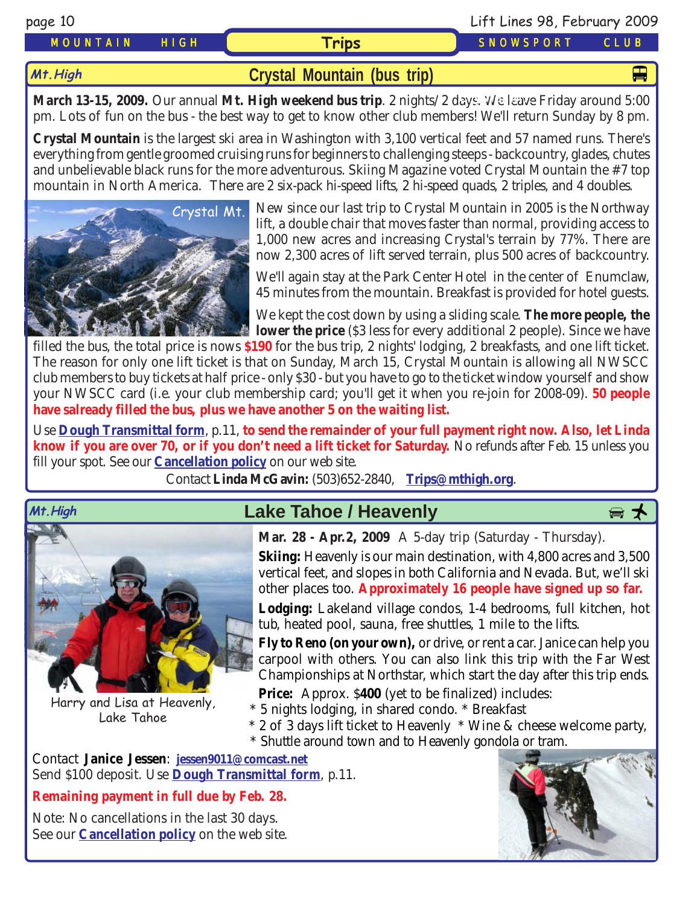## Trips

### Mt. High — Crystal Mountain (bus trip)

**March 13-15, 2009.** Our annual **Mt. High weekend bus trip**. 2 nights/ 2 days. We leave Friday around 5:00 pm. Lots of fun on the bus - the best way to get to know other club members! We'll return Sunday by 8 pm.

**Crystal Mountain** is the largest ski area in Washington with 3,100 vertical feet and 57 named runs. There's everything from gentle groomed cruising runs for beginners to challenging steeps - backcountry, glades, chutes and unbelievable black runs for the more adventurous. Skiing Magazine voted Crystal Mountain the #7 top mountain in North America. There are 2 six-pack hi-speed lifts, 2 hi-speed quads, 2 triples, and 4 doubles.

Crystal Mt.

New since our last trip to Crystal Mountain in 2005 is the Northway lift, a double chair that moves faster than normal, providing access to 1,000 new acres and increasing Crystal's terrain by 77%. There are now 2,300 acres of lift served terrain, plus 500 acres of backcountry.

We'll again stay at the Park Center Hotel in the center of Enumclaw, 45 minutes from the mountain. Breakfast is provided for hotel guests.

We kept the cost down by using a sliding scale. **The more people, the lower the price** ($3 less for every additional 2 people). Since we have filled the bus, the total price is nows **$190** for the bus trip, 2 nights' lodging, 2 breakfasts, and one lift ticket. The reason for only one lift ticket is that on Sunday, March 15, Crystal Mountain is allowing all NWSCC club members to buy tickets at half price - only $30 - but you have to go to the ticket window yourself and show your NWSCC card (i.e. your club membership card; you'll get it when you re-join for 2008-09). **50 people have salready filled the bus, plus we have another 5 on the waiting list.**

Use **Dough Transmittal form**, p.11, **to send the remainder of your full payment right now. Also, let Linda know if you are over 70, or if you don't need a lift ticket for Saturday.** No refunds after Feb. 15 unless you fill your spot. See our **Cancellation policy** on our web site.

Contact **Linda McGavin:** (503)652-2840, **Trips@mthigh.org**.

### Mt. High — Lake Tahoe / Heavenly

Harry and Lisa at Heavenly, Lake Tahoe

**Mar. 28 - Apr.2, 2009** A 5-day trip (Saturday - Thursday).

**Skiing:** Heavenly is our main destination, with 4,800 acres and 3,500 vertical feet, and slopes in both California and Nevada. But, we'll ski other places too. **Approximately 16 people have signed up so far.**

**Lodging:** Lakeland village condos, 1-4 bedrooms, full kitchen, hot tub, heated pool, sauna, free shuttles, 1 mile to the lifts.

**Fly to Reno (on your own),** or drive, or rent a car. Janice can help you carpool with others. You can also link this trip with the Far West Championships at Northstar, which start the day after this trip ends.

**Price:** Approx. $**400** (yet to be finalized) includes:

* 5 nights lodging, in shared condo. * Breakfast
* 2 of 3 days lift ticket to Heavenly * Wine & cheese welcome party,
* Shuttle around town and to Heavenly gondola or tram.

Contact **Janice Jessen**: **jessen9011@comcast.net**
Send $100 deposit. Use **Dough Transmittal form**, p.11.

**Remaining payment in full due by Feb. 28.**

Note: No cancellations in the last 30 days.
See our **Cancellation policy** on the web site.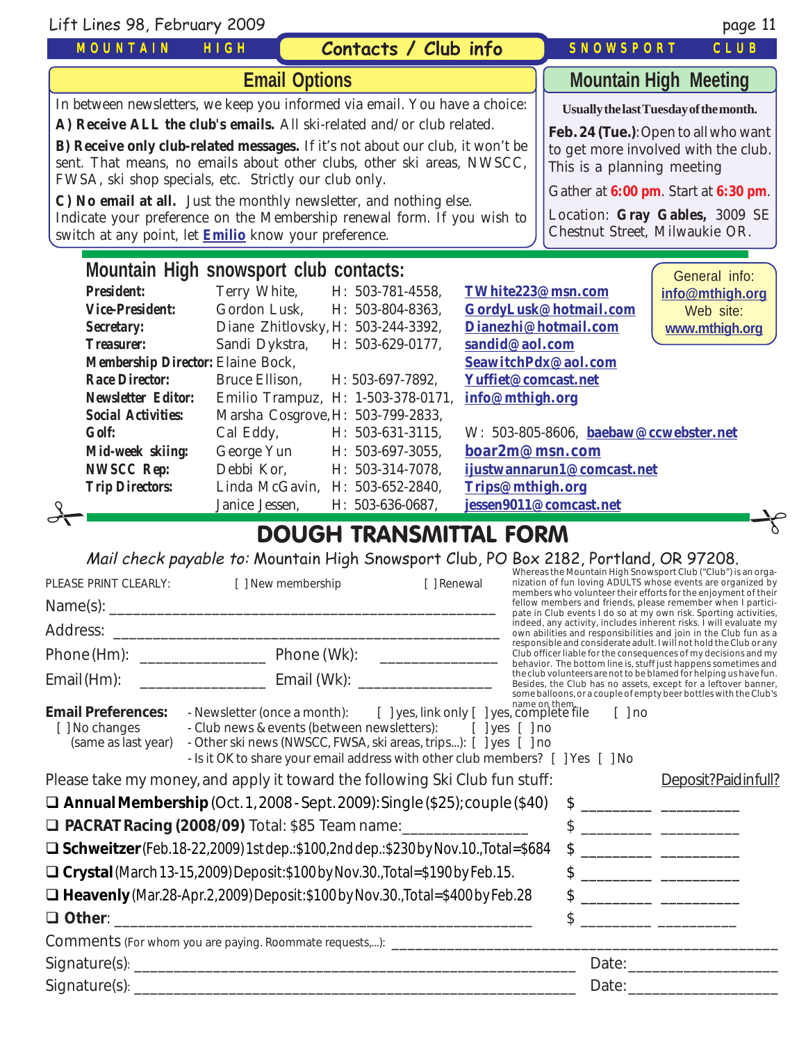## Contacts / Club info

MOUNTAIN HIGH SNOWSPORT CLUB

## Email Options

In between newsletters, we keep you informed via email. You have a choice:

**A) Receive ALL the club's emails.** All ski-related and/or club related.

**B) Receive only club-related messages.** If it's not about our club, it won't be sent. That means, no emails about other clubs, other ski areas, NWSCC, FWSA, ski shop specials, etc. Strictly our club only.

**C) No email at all.** Just the monthly newsletter, and nothing else.

Indicate your preference on the Membership renewal form. If you wish to switch at any point, let **Emilio** know your preference.

## Mountain High Meeting

**Usually the last Tuesday of the month.**

**Feb. 24 (Tue.)**: Open to all who want to get more involved with the club. This is a planning meeting

Gather at **6:00 pm**. Start at **6:30 pm**.

Location: **Gray Gables,** 3009 SE Chestnut Street, Milwaukie OR.

## Mountain High snowsport club contacts:

General info: **info@mthigh.org**
Web site: **www.mthigh.org**

| Role | Name | Phone | Email |
|---|---|---|---|
| **President:** | Terry White, | H: 503-781-4558, | **TWhite223@msn.com** |
| **Vice-President:** | Gordon Lusk, | H: 503-804-8363, | **GordyLusk@hotmail.com** |
| **Secretary:** | Diane Zhitlovsky, | H: 503-244-3392, | **Dianezhi@hotmail.com** |
| **Treasurer:** | Sandi Dykstra, | H: 503-629-0177, | **sandid@aol.com** |
| **Membership Director:** | Elaine Bock, | | **SeawitchPdx@aol.com** |
| **Race Director:** | Bruce Ellison, | H: 503-697-7892, | **Yuffiet@comcast.net** |
| **Newsletter Editor:** | Emilio Trampuz, | H: 1-503-378-0171, | **info@mthigh.org** |
| **Social Activities:** | Marsha Cosgrove, | H: 503-799-2833, | |
| **Golf:** | Cal Eddy, | H: 503-631-3115, | W: 503-805-8606, **baebaw@ccwebster.net** |
| **Mid-week skiing:** | George Yun | H: 503-697-3055, | **boar2m@msn.com** |
| **NWSCC Rep:** | Debbi Kor, | H: 503-314-7078, | **ijustwannarun1@comcast.net** |
| **Trip Directors:** | Linda McGavin, | H: 503-652-2840, | **Trips@mthigh.org** |
| | Janice Jessen, | H: 503-636-0687, | **jessen9011@comcast.net** |

## DOUGH TRANSMITTAL FORM

*Mail check payable to:* Mountain High Snowsport Club, PO Box 2182, Portland, OR 97208.

PLEASE PRINT CLEARLY: [ ] New membership [ ] Renewal

Name(s): ______________________________

Address: ______________________________

Phone (Hm): ____________ Phone (Wk): ____________

Email (Hm): ____________ Email (Wk): ____________

Whereas the Mountain High Snowsport Club ("Club") is an organization of fun loving ADULTS whose events are organized by members who volunteer their efforts for the enjoyment of their fellow members and friends, please remember when I participate in Club events I do so at my own risk. Sporting activities, indeed, any activity, includes inherent risks. I will evaluate my own abilities and responsibilities and join in the Club fun as a responsible and considerate adult. I will not hold the Club or any Club officer liable for the consequences of my decisions and my behavior. The bottom line is, stuff just happens sometimes and the club volunteers are not to be blamed for helping us have fun. Besides, the Club has no assets, except for a leftover banner, some balloons, or a couple of empty beer bottles with the Club's name on them.

**Email Preferences:**
[ ] No changes (same as last year)

- Newsletter (once a month): [ ] yes, link only [ ] yes, complete file [ ] no
- Club news & events (between newsletters): [ ] yes [ ] no
- Other ski news (NWSCC, FWSA, ski areas, trips...): [ ] yes [ ] no
- Is it OK to share your email address with other club members? [ ] Yes [ ] No

Please take my money, and apply it toward the following Ski Club fun stuff: Deposit? Paid in full?

- ❑ **Annual Membership** (Oct. 1, 2008 - Sept. 2009): Single ($25); couple ($40) $ ________ ________
- ❑ **PACRAT Racing (2008/09)** Total: $85 Team name: ____________ $ ________ ________
- ❑ **Schweitzer** (Feb.18-22, 2009) 1st dep.: $100, 2nd dep.: $230 by Nov.10., Total=$684 $ ________ ________
- ❑ **Crystal** (March 13-15, 2009) Deposit: $100 by Nov.30., Total=$190 by Feb.15. $ ________ ________
- ❑ **Heavenly** (Mar.28-Apr.2, 2009) Deposit: $100 by Nov.30., Total=$400 by Feb.28 $ ________ ________
- ❑ **Other**: ______________________________ $ ________ ________

Comments (For whom you are paying. Roommate requests,...): ______________________________

Signature(s): ______________________________ Date: ____________

Signature(s): ______________________________ Date: ____________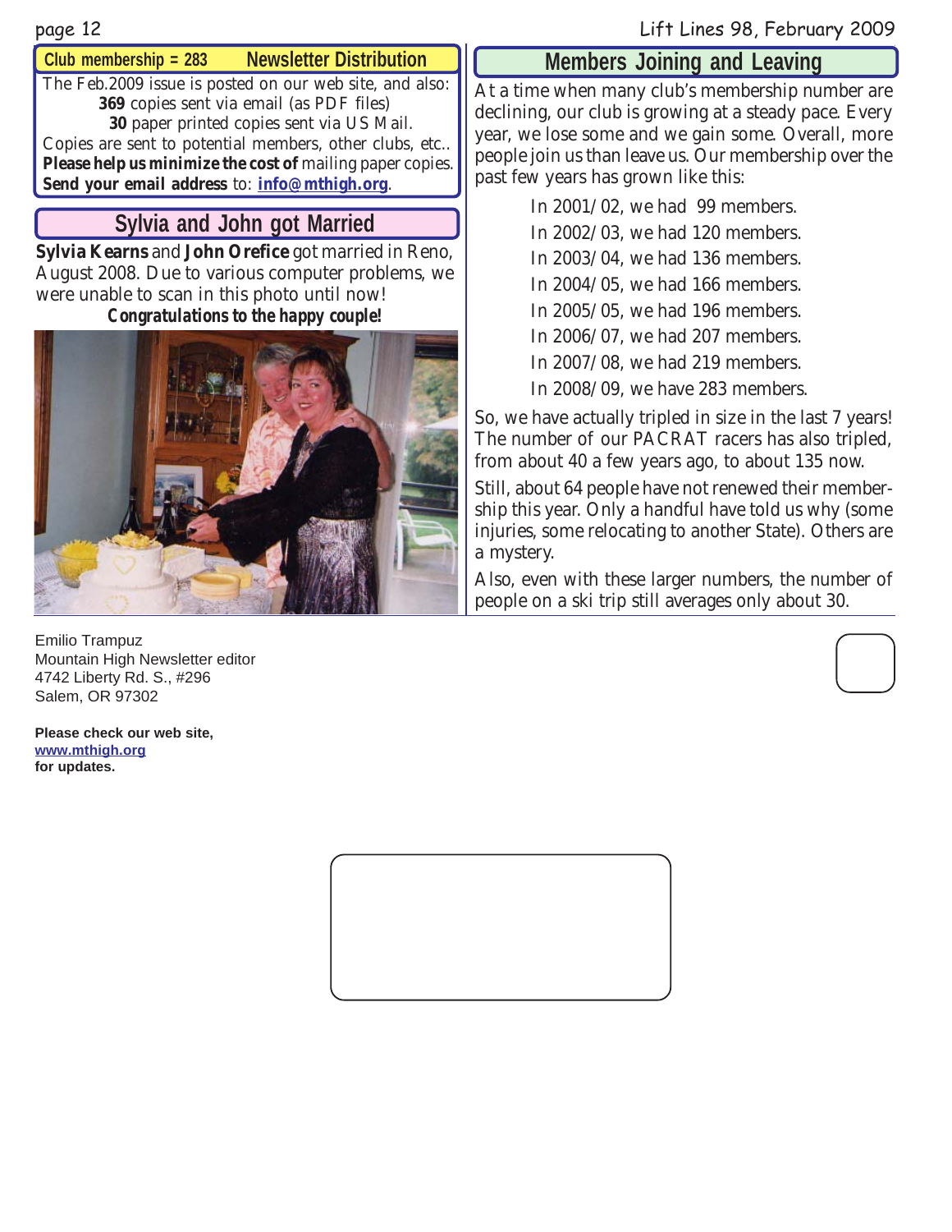## Club membership = 283 Newsletter Distribution

The Feb.2009 issue is posted on our web site, and also:

**369** copies sent via email (as PDF files)

**30** paper printed copies sent via US Mail.

Copies are sent to potential members, other clubs, etc..

**Please help us minimize the cost of** mailing paper copies.

**Send your email address** to: **info@mthigh.org**.

## Sylvia and John got Married

**Sylvia Kearns** and **John Orefice** got married in Reno, August 2008. Due to various computer problems, we were unable to scan in this photo until now!

***Congratulations to the happy couple!***

## Members Joining and Leaving

At a time when many club's membership number are declining, our club is growing at a steady pace. Every year, we lose some and we gain some. Overall, more people join us than leave us. Our membership over the past few years has grown like this:

In 2001/02, we had 99 members.
In 2002/03, we had 120 members.
In 2003/04, we had 136 members.
In 2004/05, we had 166 members.
In 2005/05, we had 196 members.
In 2006/07, we had 207 members.
In 2007/08, we had 219 members.
In 2008/09, we have 283 members.

So, we have actually tripled in size in the last 7 years! The number of our PACRAT racers has also tripled, from about 40 a few years ago, to about 135 now.

Still, about 64 people have not renewed their membership this year. Only a handful have told us why (some injuries, some relocating to another State). Others are a mystery.

Also, even with these larger numbers, the number of people on a ski trip still averages only about 30.

Emilio Trampuz
Mountain High Newsletter editor
4742 Liberty Rd. S., #296
Salem, OR 97302

**Please check our web site,**
**www.mthigh.org**
**for updates.**